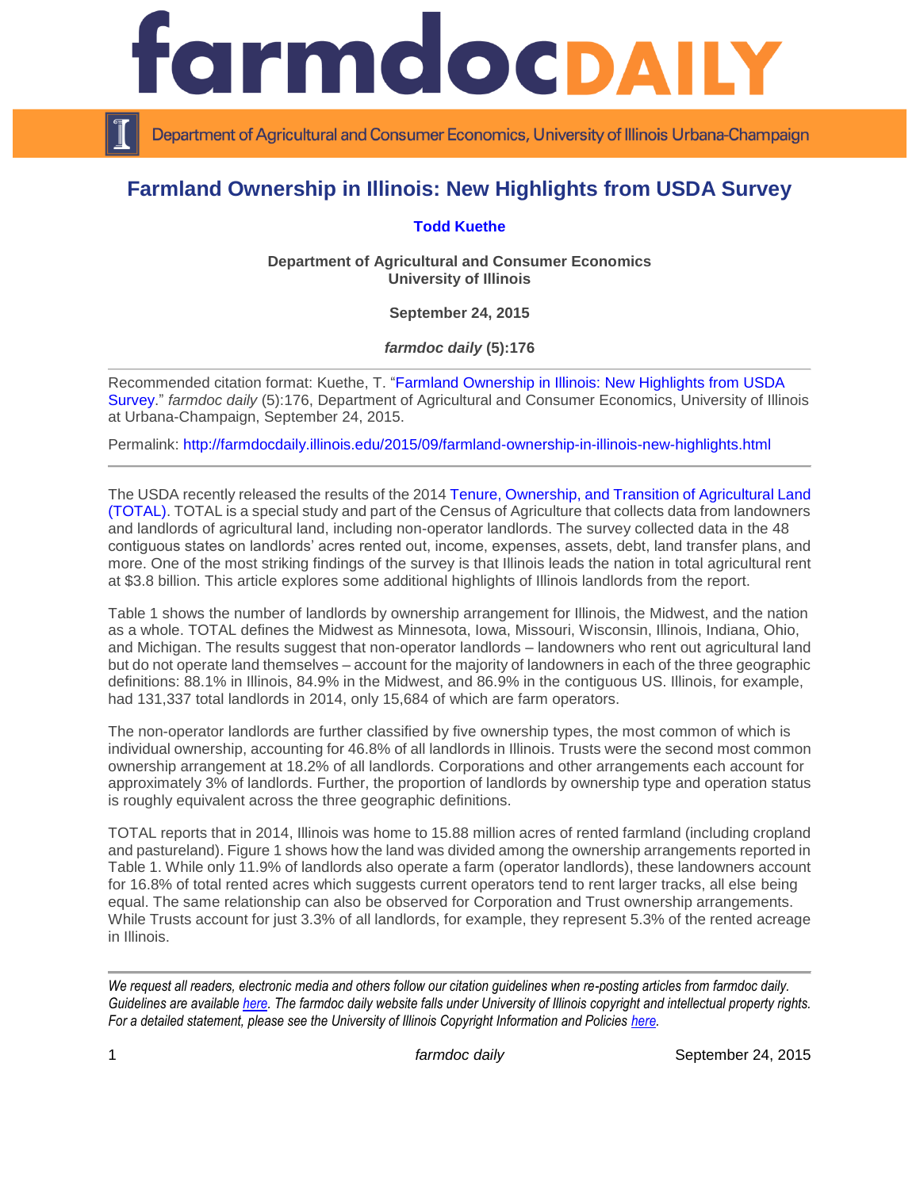# Farmland Ownership in Illinois: New Highlights from USDA Survey

**Todd Kuethe**

**Department of Agricultural and Consumer Economics**
**University of Illinois**

**September 24, 2015**

***farmdoc daily* (5):176**

Recommended citation format: Kuethe, T. "Farmland Ownership in Illinois: New Highlights from USDA Survey." *farmdoc daily* (5):176, Department of Agricultural and Consumer Economics, University of Illinois at Urbana-Champaign, September 24, 2015.

Permalink: http://farmdocdaily.illinois.edu/2015/09/farmland-ownership-in-illinois-new-highlights.html

---

The USDA recently released the results of the 2014 Tenure, Ownership, and Transition of Agricultural Land (TOTAL). TOTAL is a special study and part of the Census of Agriculture that collects data from landowners and landlords of agricultural land, including non-operator landlords. The survey collected data in the 48 contiguous states on landlords' acres rented out, income, expenses, assets, debt, land transfer plans, and more. One of the most striking findings of the survey is that Illinois leads the nation in total agricultural rent at $3.8 billion. This article explores some additional highlights of Illinois landlords from the report.

Table 1 shows the number of landlords by ownership arrangement for Illinois, the Midwest, and the nation as a whole. TOTAL defines the Midwest as Minnesota, Iowa, Missouri, Wisconsin, Illinois, Indiana, Ohio, and Michigan. The results suggest that non-operator landlords – landowners who rent out agricultural land but do not operate land themselves – account for the majority of landowners in each of the three geographic definitions: 88.1% in Illinois, 84.9% in the Midwest, and 86.9% in the contiguous US. Illinois, for example, had 131,337 total landlords in 2014, only 15,684 of which are farm operators.

The non-operator landlords are further classified by five ownership types, the most common of which is individual ownership, accounting for 46.8% of all landlords in Illinois. Trusts were the second most common ownership arrangement at 18.2% of all landlords. Corporations and other arrangements each account for approximately 3% of landlords. Further, the proportion of landlords by ownership type and operation status is roughly equivalent across the three geographic definitions.

TOTAL reports that in 2014, Illinois was home to 15.88 million acres of rented farmland (including cropland and pastureland). Figure 1 shows how the land was divided among the ownership arrangements reported in Table 1. While only 11.9% of landlords also operate a farm (operator landlords), these landowners account for 16.8% of total rented acres which suggests current operators tend to rent larger tracks, all else being equal. The same relationship can also be observed for Corporation and Trust ownership arrangements. While Trusts account for just 3.3% of all landlords, for example, they represent 5.3% of the rented acreage in Illinois.

---

*We request all readers, electronic media and others follow our citation guidelines when re-posting articles from farmdoc daily. Guidelines are available here. The farmdoc daily website falls under University of Illinois copyright and intellectual property rights. For a detailed statement, please see the University of Illinois Copyright Information and Policies here.*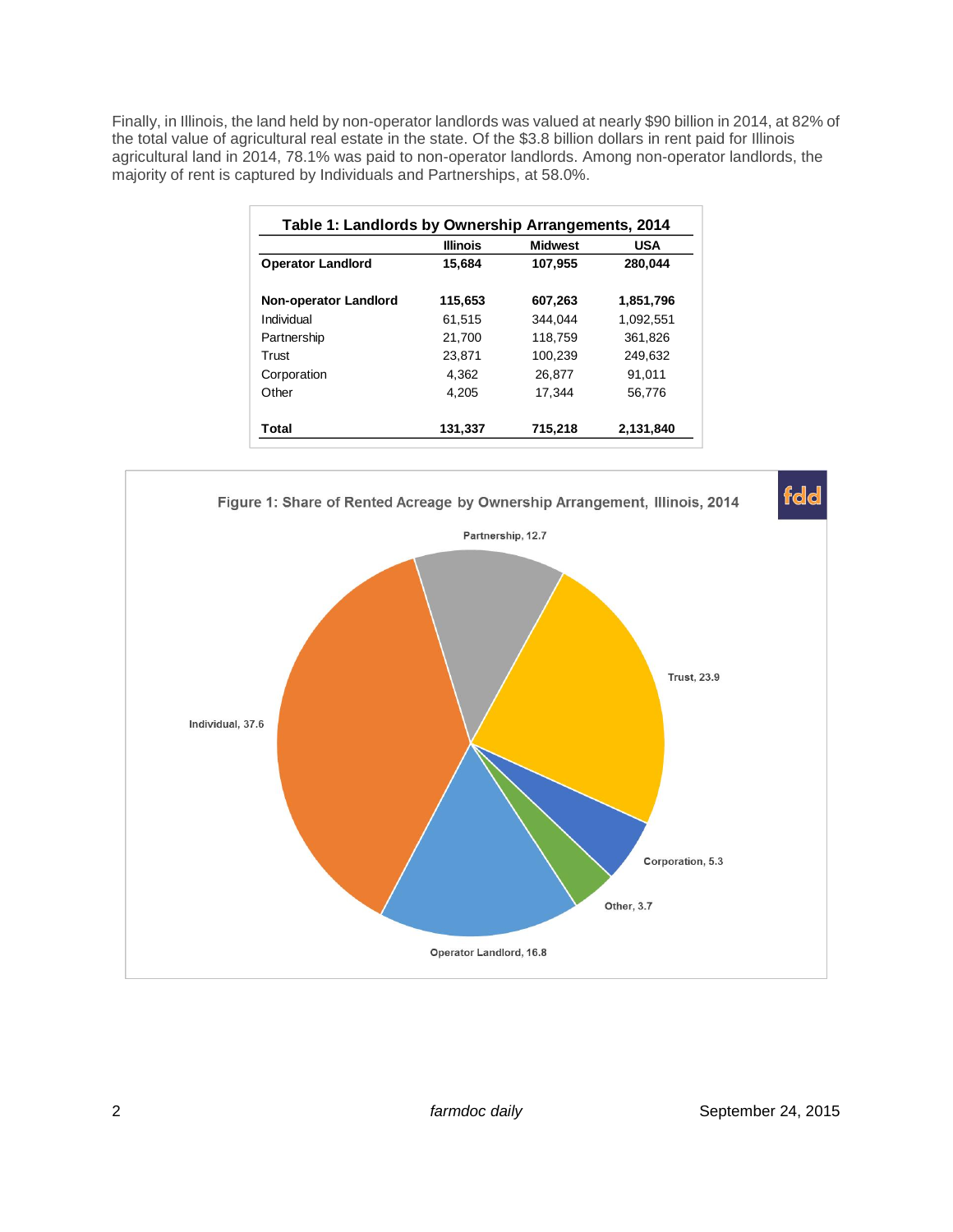Finally, in Illinois, the land held by non-operator landlords was valued at nearly $90 billion in 2014, at 82% of the total value of agricultural real estate in the state. Of the $3.8 billion dollars in rent paid for Illinois agricultural land in 2014, 78.1% was paid to non-operator landlords. Among non-operator landlords, the majority of rent is captured by Individuals and Partnerships, at 58.0%.

**Table 1: Landlords by Ownership Arrangements, 2014**

| | Illinois | Midwest | USA |
|---|---|---|---|
| **Operator Landlord** | **15,684** | **107,955** | **280,044** |
| | | | |
| **Non-operator Landlord** | **115,653** | **607,263** | **1,851,796** |
| Individual | 61,515 | 344,044 | 1,092,551 |
| Partnership | 21,700 | 118,759 | 361,826 |
| Trust | 23,871 | 100,239 | 249,632 |
| Corporation | 4,362 | 26,877 | 91,011 |
| Other | 4,205 | 17,344 | 56,776 |
| | | | |
| **Total** | **131,337** | **715,218** | **2,131,840** |

Figure 1: Share of Rented Acreage by Ownership Arrangement, Illinois, 2014

Individual, 37.6; Partnership, 12.7; Trust, 23.9; Corporation, 5.3; Other, 3.7; Operator Landlord, 16.8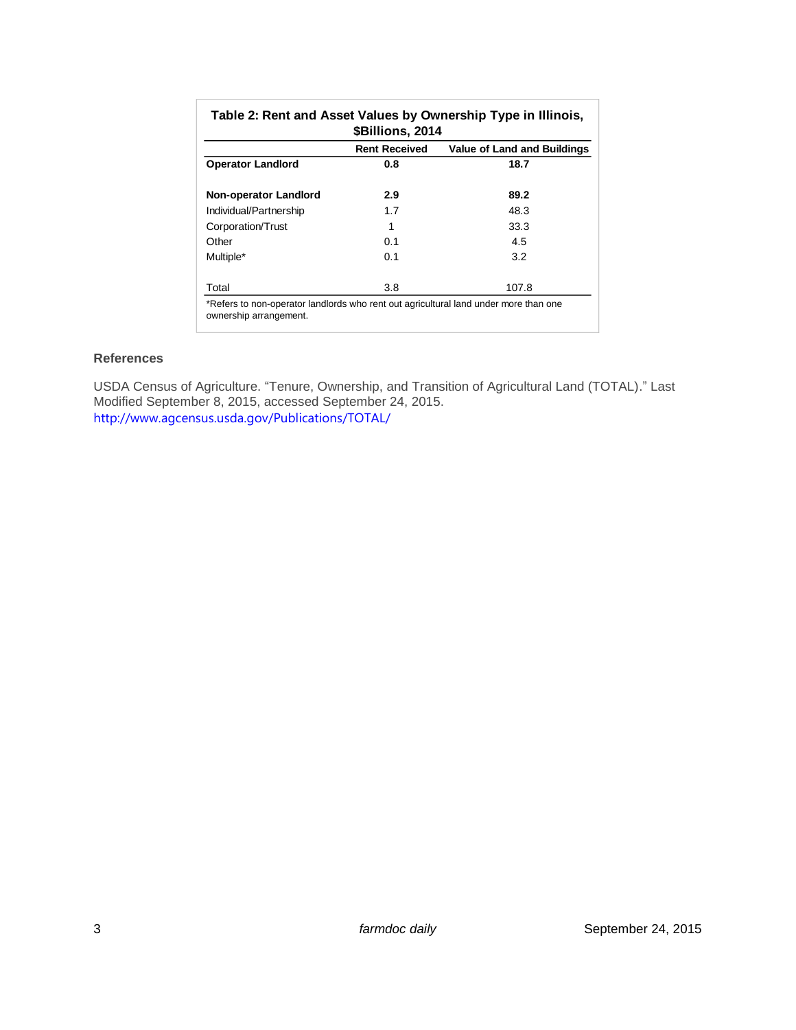**Table 2: Rent and Asset Values by Ownership Type in Illinois, $Billions, 2014**

| | Rent Received | Value of Land and Buildings |
|---|---|---|
| **Operator Landlord** | **0.8** | **18.7** |
| | | |
| **Non-operator Landlord** | **2.9** | **89.2** |
| Individual/Partnership | 1.7 | 48.3 |
| Corporation/Trust | 1 | 33.3 |
| Other | 0.1 | 4.5 |
| Multiple* | 0.1 | 3.2 |
| | | |
| Total | 3.8 | 107.8 |

*Refers to non-operator landlords who rent out agricultural land under more than one ownership arrangement.

## References

USDA Census of Agriculture. “Tenure, Ownership, and Transition of Agricultural Land (TOTAL).” Last Modified September 8, 2015, accessed September 24, 2015. http://www.agcensus.usda.gov/Publications/TOTAL/